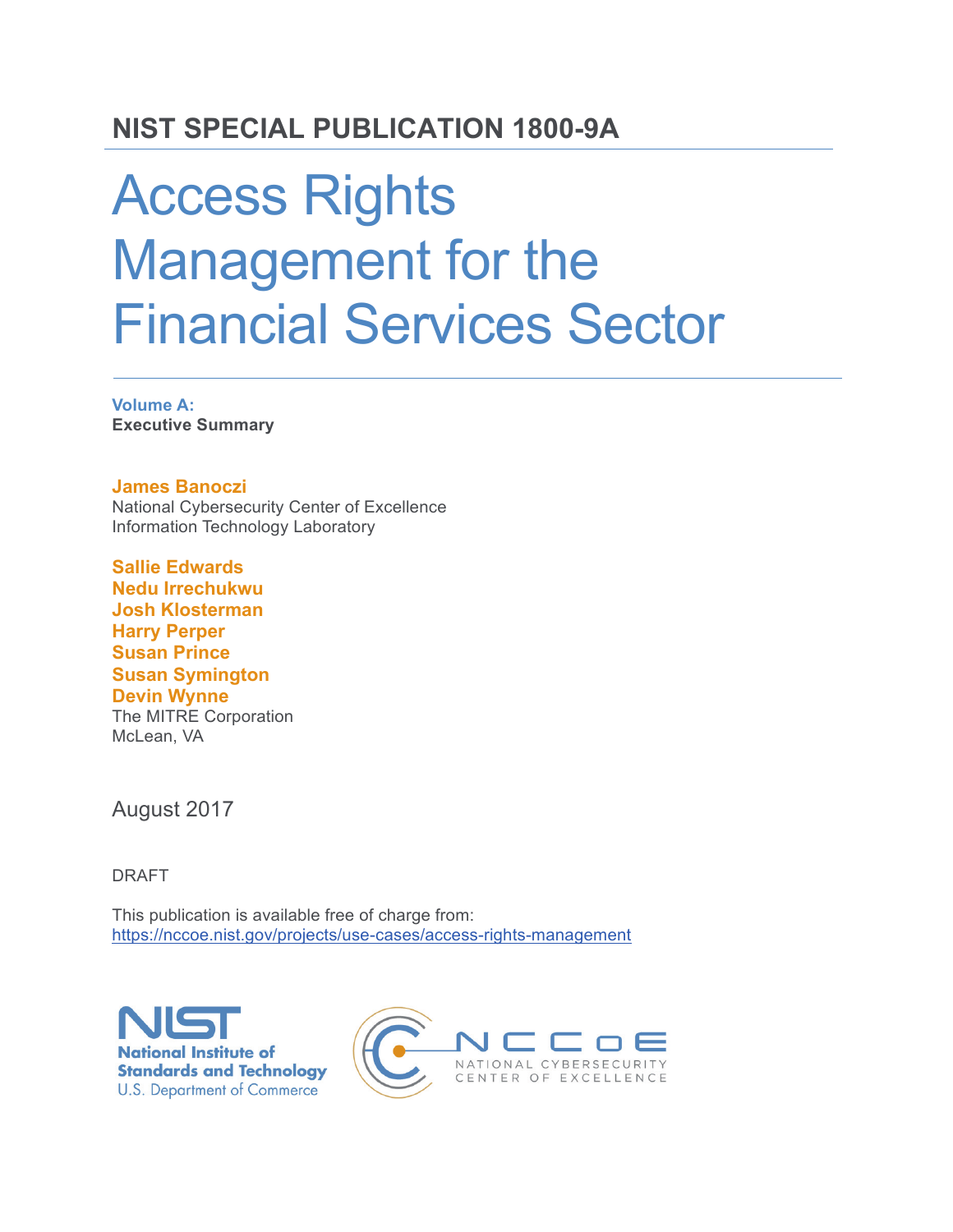## NIST SPECIAL PUBLICATION 1800-9A

# Access Rights Management for the Financial Services Sector

**Volume A:**
**Executive Summary**

**James Banoczi**
National Cybersecurity Center of Excellence
Information Technology Laboratory

**Sallie Edwards**
**Nedu Irrechukwu**
**Josh Klosterman**
**Harry Perper**
**Susan Prince**
**Susan Symington**
**Devin Wynne**
The MITRE Corporation
McLean, VA

August 2017

DRAFT

This publication is available free of charge from:
https://nccoe.nist.gov/projects/use-cases/access-rights-management

NIST
National Institute of Standards and Technology
U.S. Department of Commerce

NCCoE
NATIONAL CYBERSECURITY CENTER OF EXCELLENCE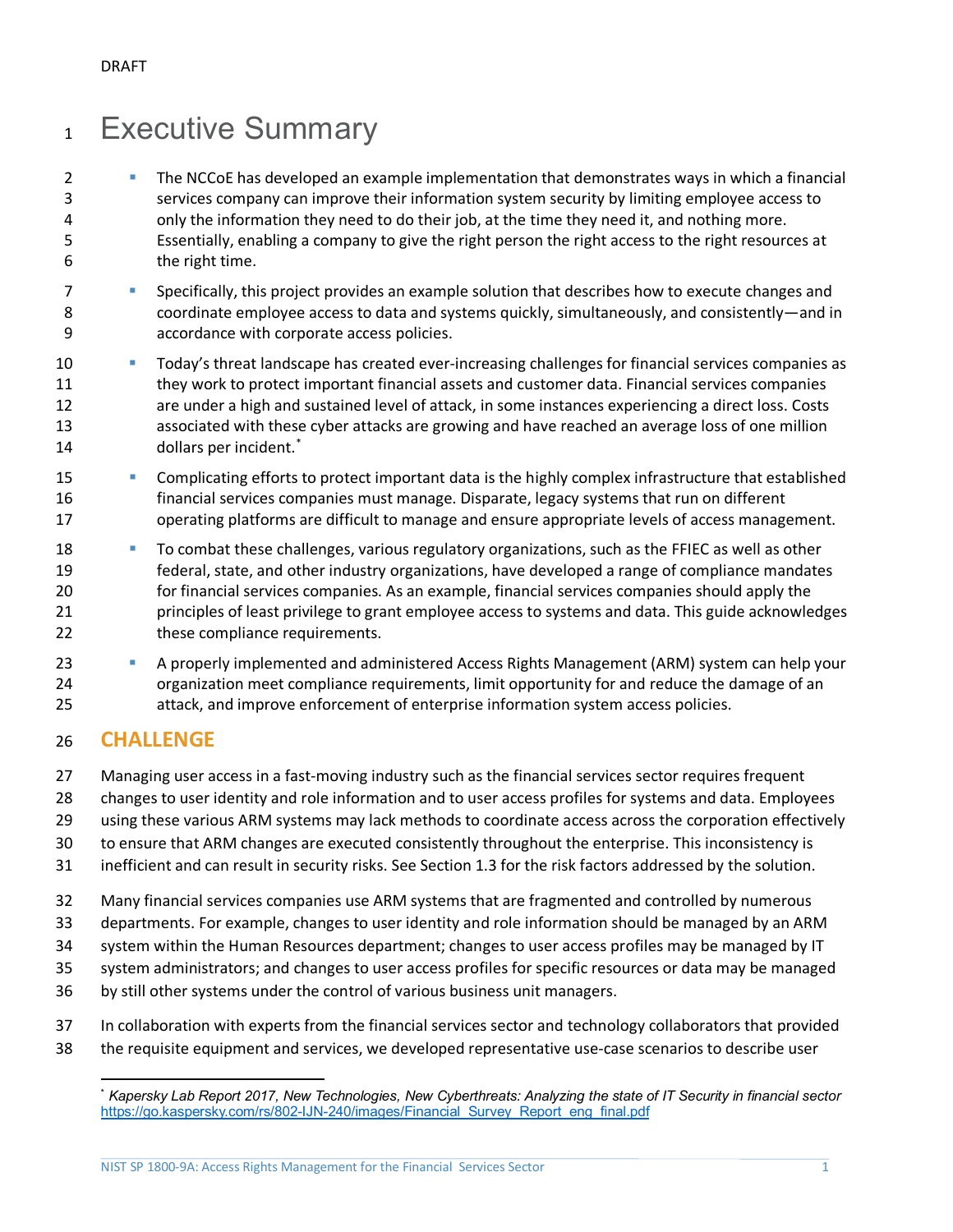# Executive Summary

- The NCCoE has developed an example implementation that demonstrates ways in which a financial services company can improve their information system security by limiting employee access to only the information they need to do their job, at the time they need it, and nothing more. Essentially, enabling a company to give the right person the right access to the right resources at the right time.
- Specifically, this project provides an example solution that describes how to execute changes and coordinate employee access to data and systems quickly, simultaneously, and consistently—and in accordance with corporate access policies.
- Today's threat landscape has created ever-increasing challenges for financial services companies as they work to protect important financial assets and customer data. Financial services companies are under a high and sustained level of attack, in some instances experiencing a direct loss. Costs associated with these cyber attacks are growing and have reached an average loss of one million dollars per incident.*
- Complicating efforts to protect important data is the highly complex infrastructure that established financial services companies must manage. Disparate, legacy systems that run on different operating platforms are difficult to manage and ensure appropriate levels of access management.
- To combat these challenges, various regulatory organizations, such as the FFIEC as well as other federal, state, and other industry organizations, have developed a range of compliance mandates for financial services companies. As an example, financial services companies should apply the principles of least privilege to grant employee access to systems and data. This guide acknowledges these compliance requirements.
- A properly implemented and administered Access Rights Management (ARM) system can help your organization meet compliance requirements, limit opportunity for and reduce the damage of an attack, and improve enforcement of enterprise information system access policies.

## CHALLENGE

Managing user access in a fast-moving industry such as the financial services sector requires frequent changes to user identity and role information and to user access profiles for systems and data. Employees using these various ARM systems may lack methods to coordinate access across the corporation effectively to ensure that ARM changes are executed consistently throughout the enterprise. This inconsistency is inefficient and can result in security risks. See Section 1.3 for the risk factors addressed by the solution.

Many financial services companies use ARM systems that are fragmented and controlled by numerous departments. For example, changes to user identity and role information should be managed by an ARM system within the Human Resources department; changes to user access profiles may be managed by IT system administrators; and changes to user access profiles for specific resources or data may be managed by still other systems under the control of various business unit managers.

In collaboration with experts from the financial services sector and technology collaborators that provided the requisite equipment and services, we developed representative use-case scenarios to describe user

---

\* *Kapersky Lab Report 2017, New Technologies, New Cyberthreats: Analyzing the state of IT Security in financial sector* https://go.kaspersky.com/rs/802-IJN-240/images/Financial_Survey_Report_eng_final.pdf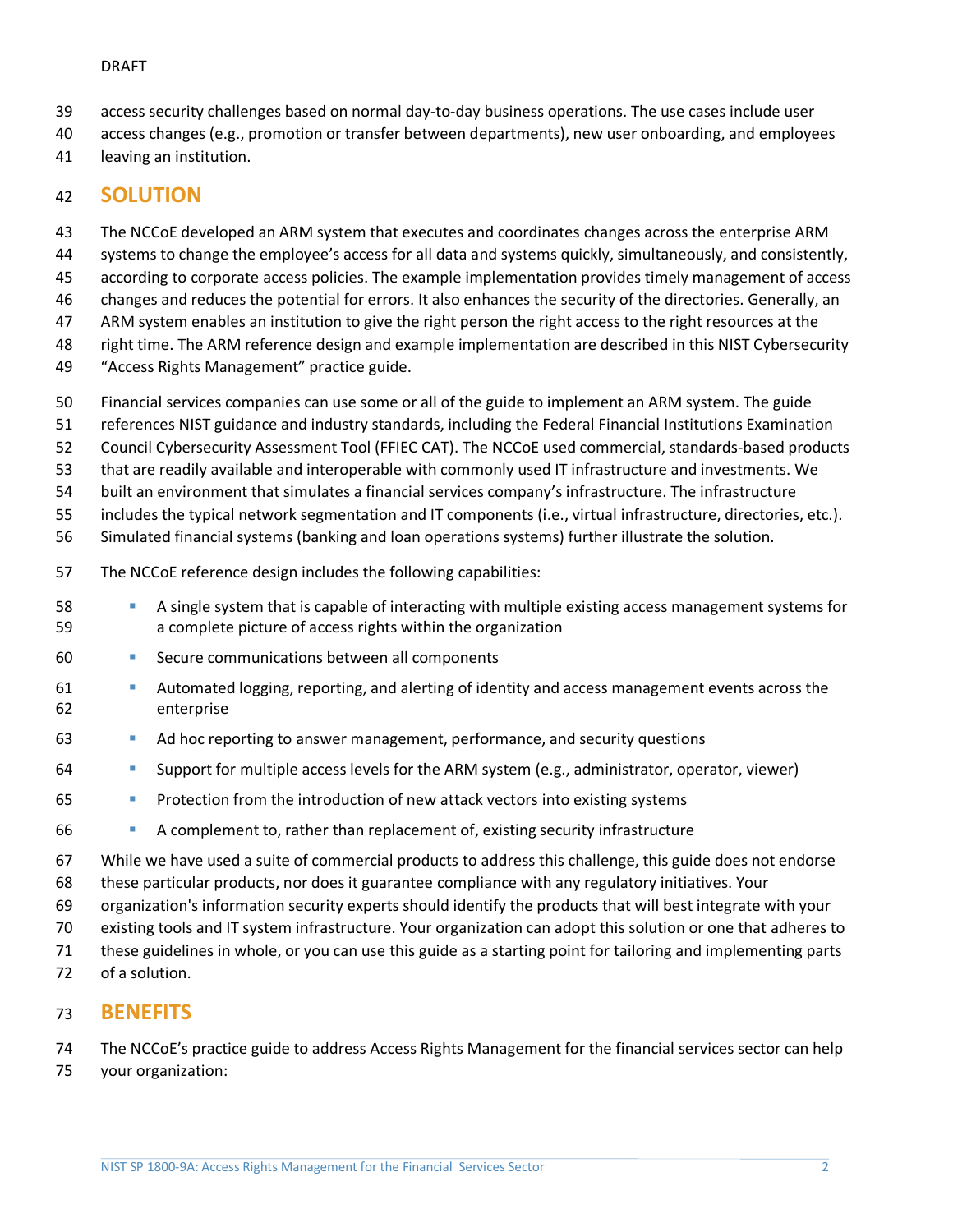access security challenges based on normal day-to-day business operations. The use cases include user access changes (e.g., promotion or transfer between departments), new user onboarding, and employees leaving an institution.

## SOLUTION

The NCCoE developed an ARM system that executes and coordinates changes across the enterprise ARM systems to change the employee's access for all data and systems quickly, simultaneously, and consistently, according to corporate access policies. The example implementation provides timely management of access changes and reduces the potential for errors. It also enhances the security of the directories. Generally, an ARM system enables an institution to give the right person the right access to the right resources at the right time. The ARM reference design and example implementation are described in this NIST Cybersecurity "Access Rights Management" practice guide.

Financial services companies can use some or all of the guide to implement an ARM system. The guide references NIST guidance and industry standards, including the Federal Financial Institutions Examination Council Cybersecurity Assessment Tool (FFIEC CAT). The NCCoE used commercial, standards-based products that are readily available and interoperable with commonly used IT infrastructure and investments. We built an environment that simulates a financial services company's infrastructure. The infrastructure includes the typical network segmentation and IT components (i.e., virtual infrastructure, directories, etc.). Simulated financial systems (banking and loan operations systems) further illustrate the solution.

The NCCoE reference design includes the following capabilities:

- A single system that is capable of interacting with multiple existing access management systems for a complete picture of access rights within the organization
- Secure communications between all components
- Automated logging, reporting, and alerting of identity and access management events across the enterprise
- Ad hoc reporting to answer management, performance, and security questions
- Support for multiple access levels for the ARM system (e.g., administrator, operator, viewer)
- Protection from the introduction of new attack vectors into existing systems
- A complement to, rather than replacement of, existing security infrastructure

While we have used a suite of commercial products to address this challenge, this guide does not endorse these particular products, nor does it guarantee compliance with any regulatory initiatives. Your organization's information security experts should identify the products that will best integrate with your existing tools and IT system infrastructure. Your organization can adopt this solution or one that adheres to these guidelines in whole, or you can use this guide as a starting point for tailoring and implementing parts of a solution.

## BENEFITS

The NCCoE's practice guide to address Access Rights Management for the financial services sector can help your organization: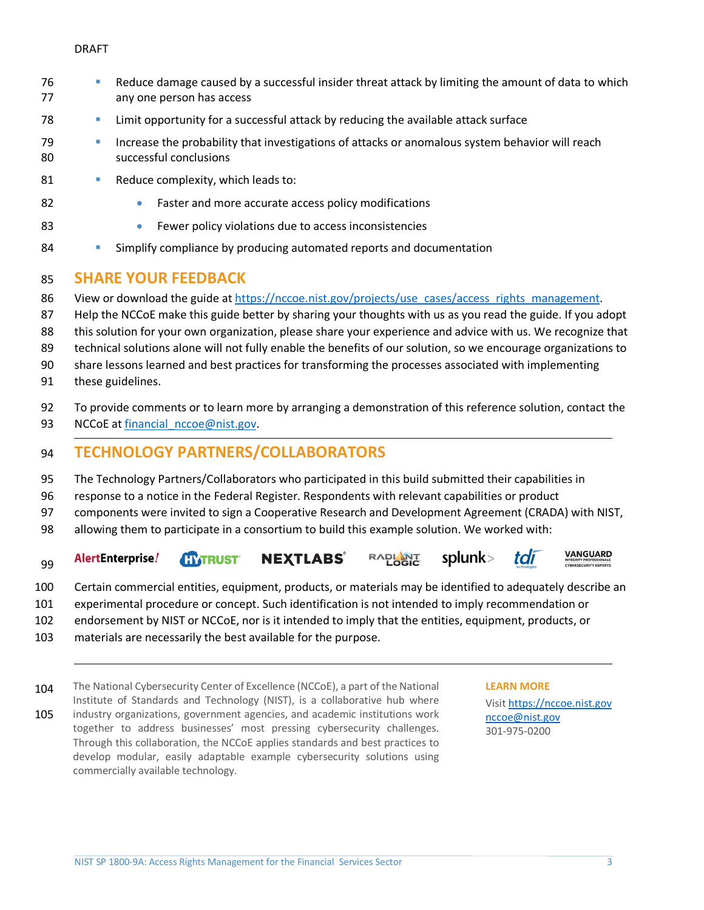- Reduce damage caused by a successful insider threat attack by limiting the amount of data to which any one person has access
- Limit opportunity for a successful attack by reducing the available attack surface
- Increase the probability that investigations of attacks or anomalous system behavior will reach successful conclusions
- Reduce complexity, which leads to:
  - Faster and more accurate access policy modifications
  - Fewer policy violations due to access inconsistencies
- Simplify compliance by producing automated reports and documentation

## SHARE YOUR FEEDBACK

View or download the guide at https://nccoe.nist.gov/projects/use_cases/access_rights_management. Help the NCCoE make this guide better by sharing your thoughts with us as you read the guide. If you adopt this solution for your own organization, please share your experience and advice with us. We recognize that technical solutions alone will not fully enable the benefits of our solution, so we encourage organizations to share lessons learned and best practices for transforming the processes associated with implementing these guidelines.

To provide comments or to learn more by arranging a demonstration of this reference solution, contact the NCCoE at financial_nccoe@nist.gov.

## TECHNOLOGY PARTNERS/COLLABORATORS

The Technology Partners/Collaborators who participated in this build submitted their capabilities in response to a notice in the Federal Register. Respondents with relevant capabilities or product components were invited to sign a Cooperative Research and Development Agreement (CRADA) with NIST, allowing them to participate in a consortium to build this example solution. We worked with:

AlertEnterprise HyTrust NEXTLABS RADIANT LOGIC splunk tdi technologies VANGUARD INTEGRITY PROFESSIONALS CYBERSECURITY EXPERTS

Certain commercial entities, equipment, products, or materials may be identified to adequately describe an experimental procedure or concept. Such identification is not intended to imply recommendation or endorsement by NIST or NCCoE, nor is it intended to imply that the entities, equipment, products, or materials are necessarily the best available for the purpose.

The National Cybersecurity Center of Excellence (NCCoE), a part of the National Institute of Standards and Technology (NIST), is a collaborative hub where industry organizations, government agencies, and academic institutions work together to address businesses' most pressing cybersecurity challenges. Through this collaboration, the NCCoE applies standards and best practices to develop modular, easily adaptable example cybersecurity solutions using commercially available technology.

**LEARN MORE**

Visit https://nccoe.nist.gov
nccoe@nist.gov
301-975-0200